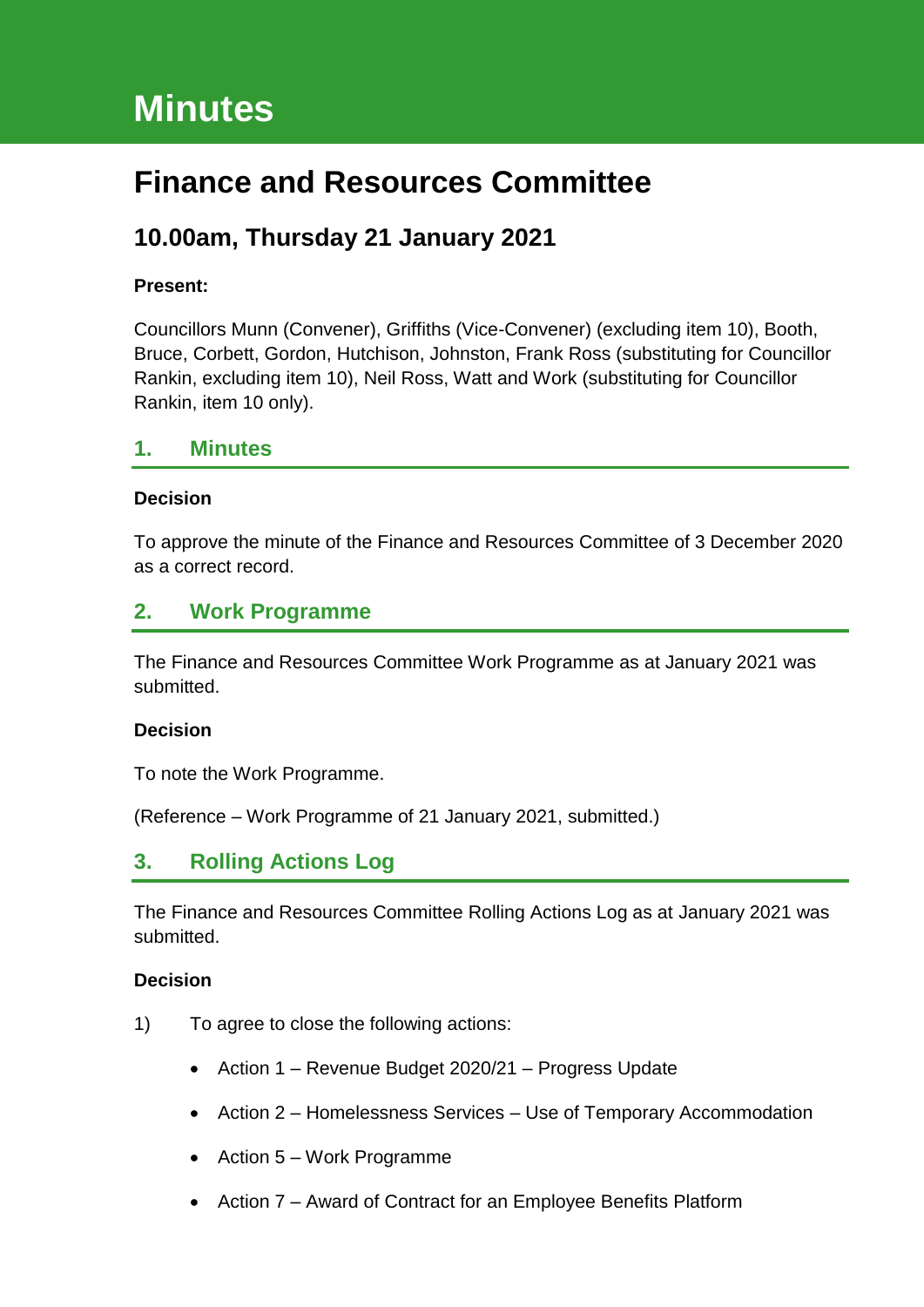# Minutes

## Finance and Resources Committee

### 10.00am, Thursday 21 January 2021

**Present:**

Councillors Munn (Convener), Griffiths (Vice-Convener) (excluding item 10), Booth, Bruce, Corbett, Gordon, Hutchison, Johnston, Frank Ross (substituting for Councillor Rankin, excluding item 10), Neil Ross, Watt and Work (substituting for Councillor Rankin, item 10 only).

## 1. Minutes

**Decision**

To approve the minute of the Finance and Resources Committee of 3 December 2020 as a correct record.

## 2. Work Programme

The Finance and Resources Committee Work Programme as at January 2021 was submitted.

**Decision**

To note the Work Programme.

(Reference – Work Programme of 21 January 2021, submitted.)

## 3. Rolling Actions Log

The Finance and Resources Committee Rolling Actions Log as at January 2021 was submitted.

**Decision**

1) To agree to close the following actions:

- Action 1 – Revenue Budget 2020/21 – Progress Update
- Action 2 – Homelessness Services – Use of Temporary Accommodation
- Action 5 – Work Programme
- Action 7 – Award of Contract for an Employee Benefits Platform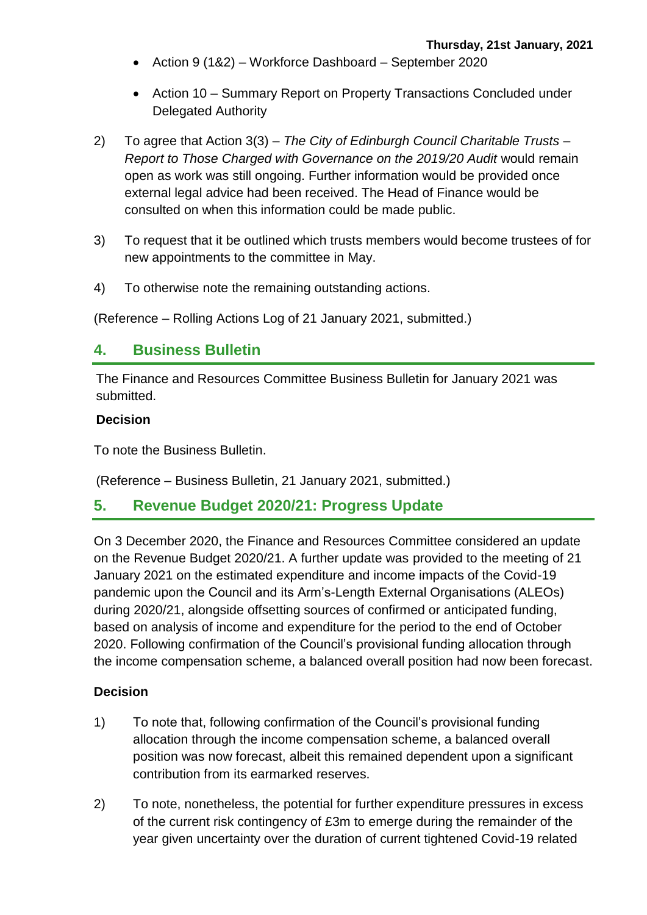- Action 9 (1&2) – Workforce Dashboard – September 2020

- Action 10 – Summary Report on Property Transactions Concluded under Delegated Authority

2) To agree that Action 3(3) – *The City of Edinburgh Council Charitable Trusts – Report to Those Charged with Governance on the 2019/20 Audit* would remain open as work was still ongoing. Further information would be provided once external legal advice had been received. The Head of Finance would be consulted on when this information could be made public.

3) To request that it be outlined which trusts members would become trustees of for new appointments to the committee in May.

4) To otherwise note the remaining outstanding actions.

(Reference – Rolling Actions Log of 21 January 2021, submitted.)

## 4. Business Bulletin

The Finance and Resources Committee Business Bulletin for January 2021 was submitted.

**Decision**

To note the Business Bulletin.

(Reference – Business Bulletin, 21 January 2021, submitted.)

## 5. Revenue Budget 2020/21: Progress Update

On 3 December 2020, the Finance and Resources Committee considered an update on the Revenue Budget 2020/21. A further update was provided to the meeting of 21 January 2021 on the estimated expenditure and income impacts of the Covid-19 pandemic upon the Council and its Arm's-Length External Organisations (ALEOs) during 2020/21, alongside offsetting sources of confirmed or anticipated funding, based on analysis of income and expenditure for the period to the end of October 2020. Following confirmation of the Council's provisional funding allocation through the income compensation scheme, a balanced overall position had now been forecast.

**Decision**

1) To note that, following confirmation of the Council's provisional funding allocation through the income compensation scheme, a balanced overall position was now forecast, albeit this remained dependent upon a significant contribution from its earmarked reserves.

2) To note, nonetheless, the potential for further expenditure pressures in excess of the current risk contingency of £3m to emerge during the remainder of the year given uncertainty over the duration of current tightened Covid-19 related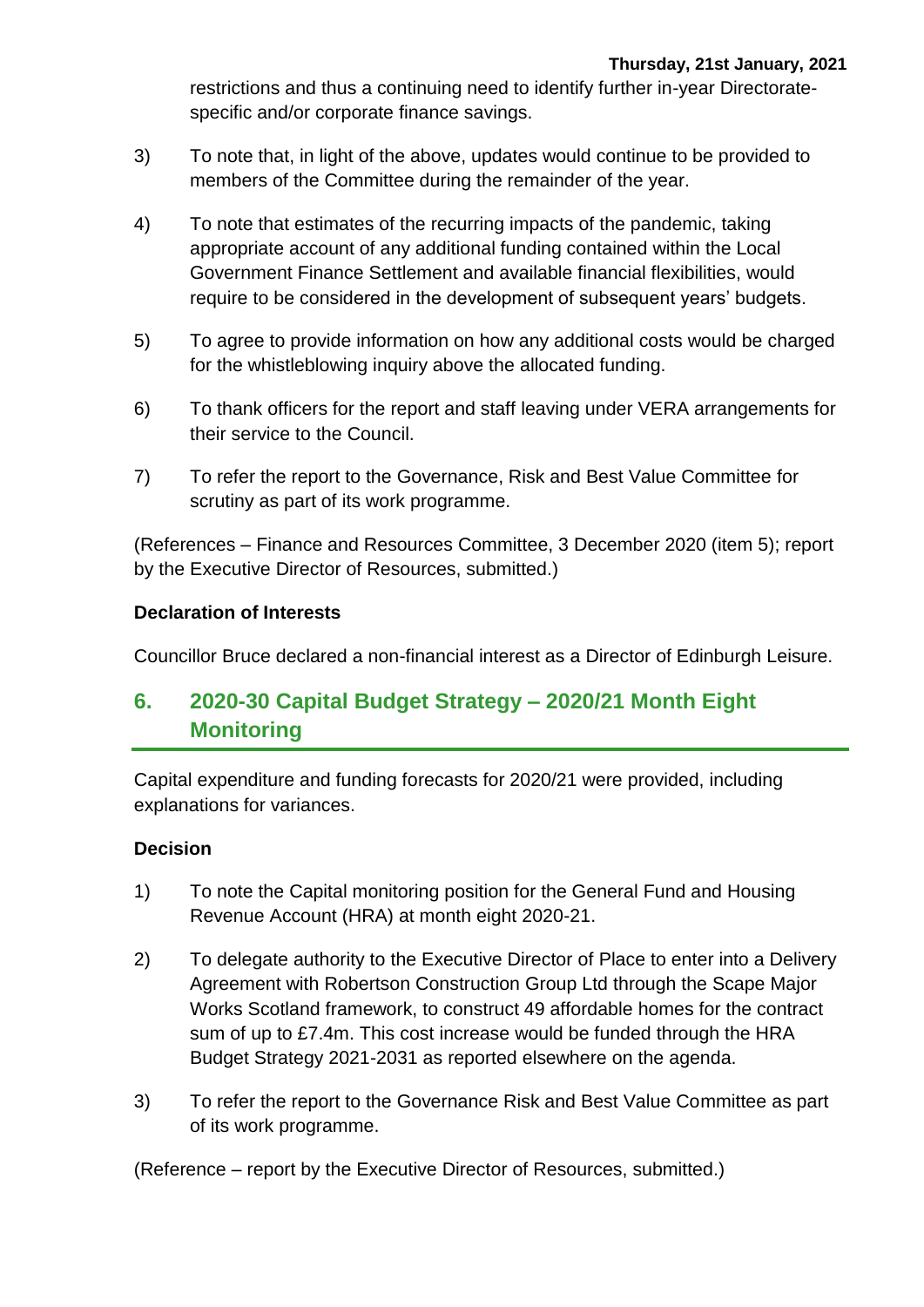restrictions and thus a continuing need to identify further in-year Directorate-specific and/or corporate finance savings.

3) To note that, in light of the above, updates would continue to be provided to members of the Committee during the remainder of the year.

4) To note that estimates of the recurring impacts of the pandemic, taking appropriate account of any additional funding contained within the Local Government Finance Settlement and available financial flexibilities, would require to be considered in the development of subsequent years' budgets.

5) To agree to provide information on how any additional costs would be charged for the whistleblowing inquiry above the allocated funding.

6) To thank officers for the report and staff leaving under VERA arrangements for their service to the Council.

7) To refer the report to the Governance, Risk and Best Value Committee for scrutiny as part of its work programme.

(References – Finance and Resources Committee, 3 December 2020 (item 5); report by the Executive Director of Resources, submitted.)

**Declaration of Interests**

Councillor Bruce declared a non-financial interest as a Director of Edinburgh Leisure.

## 6. 2020-30 Capital Budget Strategy – 2020/21 Month Eight Monitoring

Capital expenditure and funding forecasts for 2020/21 were provided, including explanations for variances.

**Decision**

1) To note the Capital monitoring position for the General Fund and Housing Revenue Account (HRA) at month eight 2020-21.

2) To delegate authority to the Executive Director of Place to enter into a Delivery Agreement with Robertson Construction Group Ltd through the Scape Major Works Scotland framework, to construct 49 affordable homes for the contract sum of up to £7.4m. This cost increase would be funded through the HRA Budget Strategy 2021-2031 as reported elsewhere on the agenda.

3) To refer the report to the Governance Risk and Best Value Committee as part of its work programme.

(Reference – report by the Executive Director of Resources, submitted.)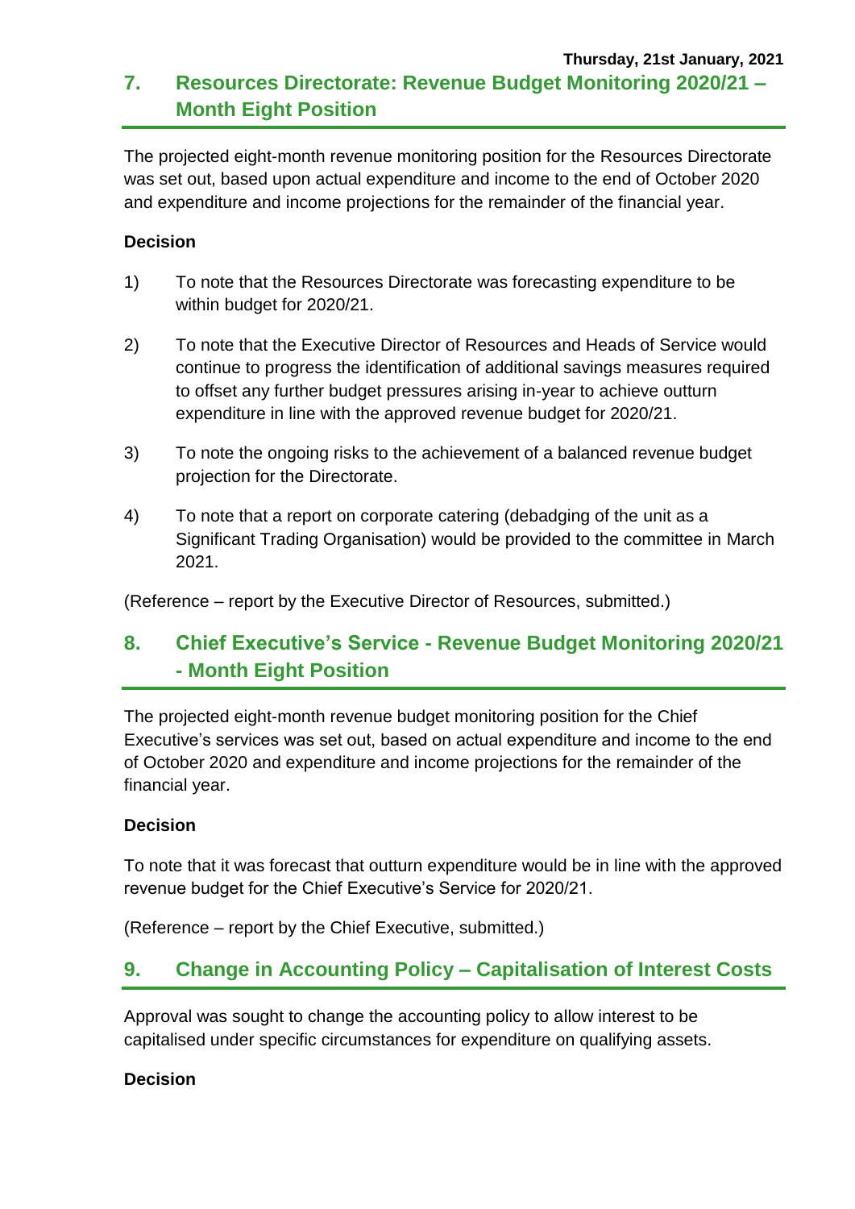Thursday, 21st January, 2021

## 7. Resources Directorate: Revenue Budget Monitoring 2020/21 – Month Eight Position

The projected eight-month revenue monitoring position for the Resources Directorate was set out, based upon actual expenditure and income to the end of October 2020 and expenditure and income projections for the remainder of the financial year.

**Decision**

1) To note that the Resources Directorate was forecasting expenditure to be within budget for 2020/21.

2) To note that the Executive Director of Resources and Heads of Service would continue to progress the identification of additional savings measures required to offset any further budget pressures arising in-year to achieve outturn expenditure in line with the approved revenue budget for 2020/21.

3) To note the ongoing risks to the achievement of a balanced revenue budget projection for the Directorate.

4) To note that a report on corporate catering (debadging of the unit as a Significant Trading Organisation) would be provided to the committee in March 2021.

(Reference – report by the Executive Director of Resources, submitted.)

## 8. Chief Executive's Service - Revenue Budget Monitoring 2020/21 - Month Eight Position

The projected eight-month revenue budget monitoring position for the Chief Executive's services was set out, based on actual expenditure and income to the end of October 2020 and expenditure and income projections for the remainder of the financial year.

**Decision**

To note that it was forecast that outturn expenditure would be in line with the approved revenue budget for the Chief Executive's Service for 2020/21.

(Reference – report by the Chief Executive, submitted.)

## 9. Change in Accounting Policy – Capitalisation of Interest Costs

Approval was sought to change the accounting policy to allow interest to be capitalised under specific circumstances for expenditure on qualifying assets.

**Decision**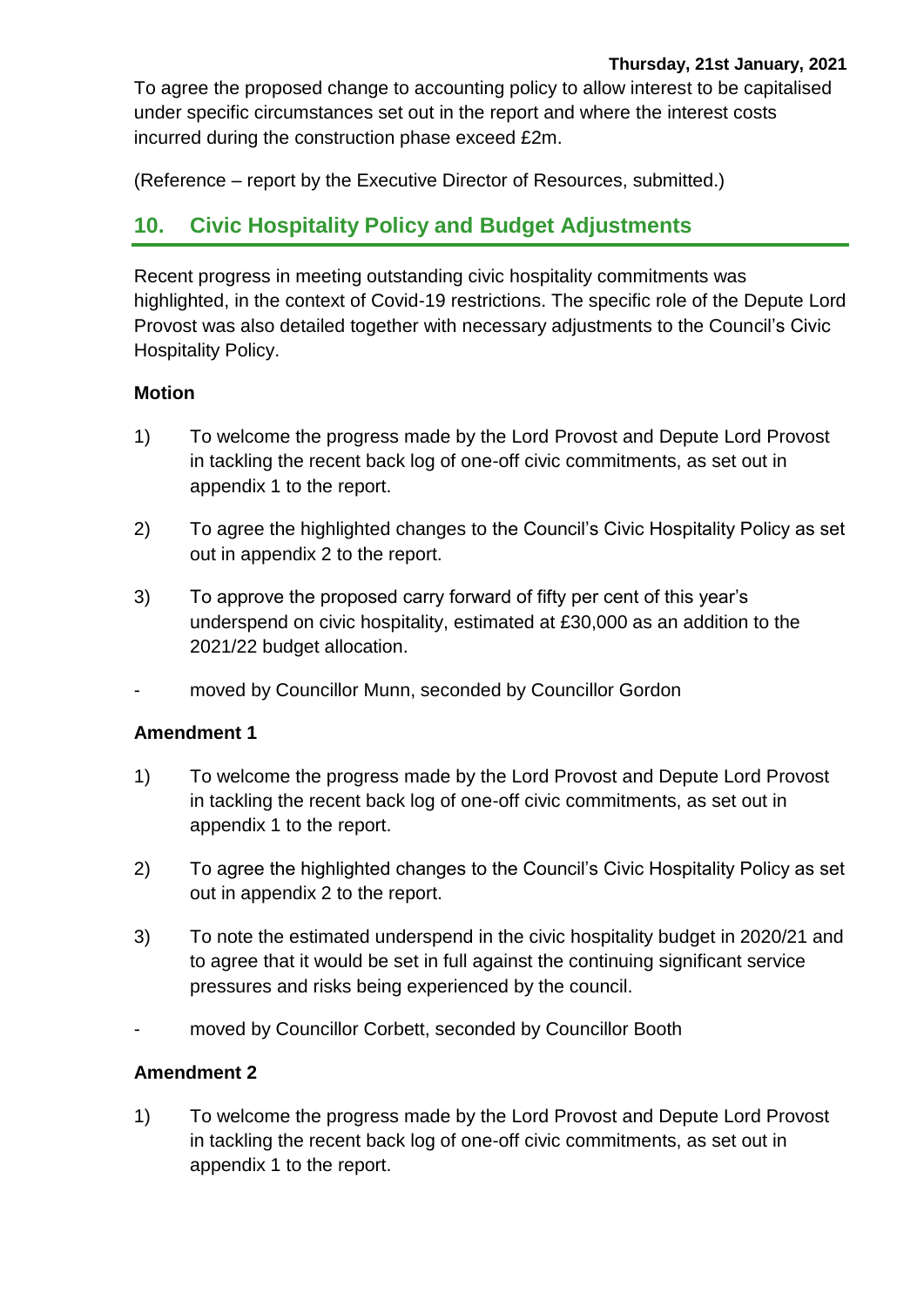To agree the proposed change to accounting policy to allow interest to be capitalised under specific circumstances set out in the report and where the interest costs incurred during the construction phase exceed £2m.

(Reference – report by the Executive Director of Resources, submitted.)

## 10. Civic Hospitality Policy and Budget Adjustments

Recent progress in meeting outstanding civic hospitality commitments was highlighted, in the context of Covid-19 restrictions. The specific role of the Depute Lord Provost was also detailed together with necessary adjustments to the Council's Civic Hospitality Policy.

**Motion**

1) To welcome the progress made by the Lord Provost and Depute Lord Provost in tackling the recent back log of one-off civic commitments, as set out in appendix 1 to the report.

2) To agree the highlighted changes to the Council's Civic Hospitality Policy as set out in appendix 2 to the report.

3) To approve the proposed carry forward of fifty per cent of this year's underspend on civic hospitality, estimated at £30,000 as an addition to the 2021/22 budget allocation.

- moved by Councillor Munn, seconded by Councillor Gordon

**Amendment 1**

1) To welcome the progress made by the Lord Provost and Depute Lord Provost in tackling the recent back log of one-off civic commitments, as set out in appendix 1 to the report.

2) To agree the highlighted changes to the Council's Civic Hospitality Policy as set out in appendix 2 to the report.

3) To note the estimated underspend in the civic hospitality budget in 2020/21 and to agree that it would be set in full against the continuing significant service pressures and risks being experienced by the council.

- moved by Councillor Corbett, seconded by Councillor Booth

**Amendment 2**

1) To welcome the progress made by the Lord Provost and Depute Lord Provost in tackling the recent back log of one-off civic commitments, as set out in appendix 1 to the report.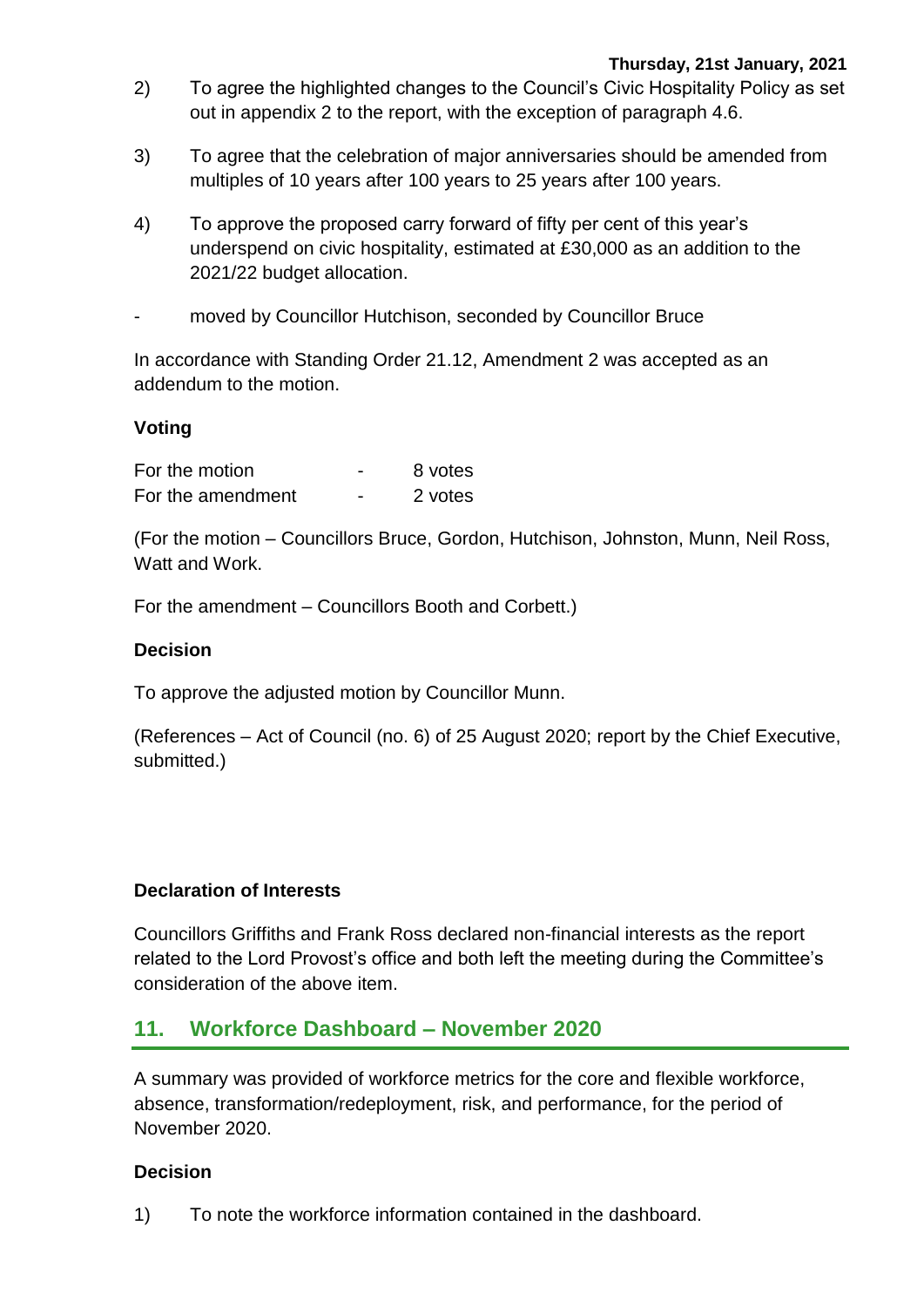2) To agree the highlighted changes to the Council's Civic Hospitality Policy as set out in appendix 2 to the report, with the exception of paragraph 4.6.

3) To agree that the celebration of major anniversaries should be amended from multiples of 10 years after 100 years to 25 years after 100 years.

4) To approve the proposed carry forward of fifty per cent of this year's underspend on civic hospitality, estimated at £30,000 as an addition to the 2021/22 budget allocation.

\- moved by Councillor Hutchison, seconded by Councillor Bruce

In accordance with Standing Order 21.12, Amendment 2 was accepted as an addendum to the motion.

**Voting**

| | | |
|---|---|---|
| For the motion | - | 8 votes |
| For the amendment | - | 2 votes |

(For the motion – Councillors Bruce, Gordon, Hutchison, Johnston, Munn, Neil Ross, Watt and Work.

For the amendment – Councillors Booth and Corbett.)

**Decision**

To approve the adjusted motion by Councillor Munn.

(References – Act of Council (no. 6) of 25 August 2020; report by the Chief Executive, submitted.)

**Declaration of Interests**

Councillors Griffiths and Frank Ross declared non-financial interests as the report related to the Lord Provost's office and both left the meeting during the Committee's consideration of the above item.

## 11. Workforce Dashboard – November 2020

A summary was provided of workforce metrics for the core and flexible workforce, absence, transformation/redeployment, risk, and performance, for the period of November 2020.

**Decision**

1) To note the workforce information contained in the dashboard.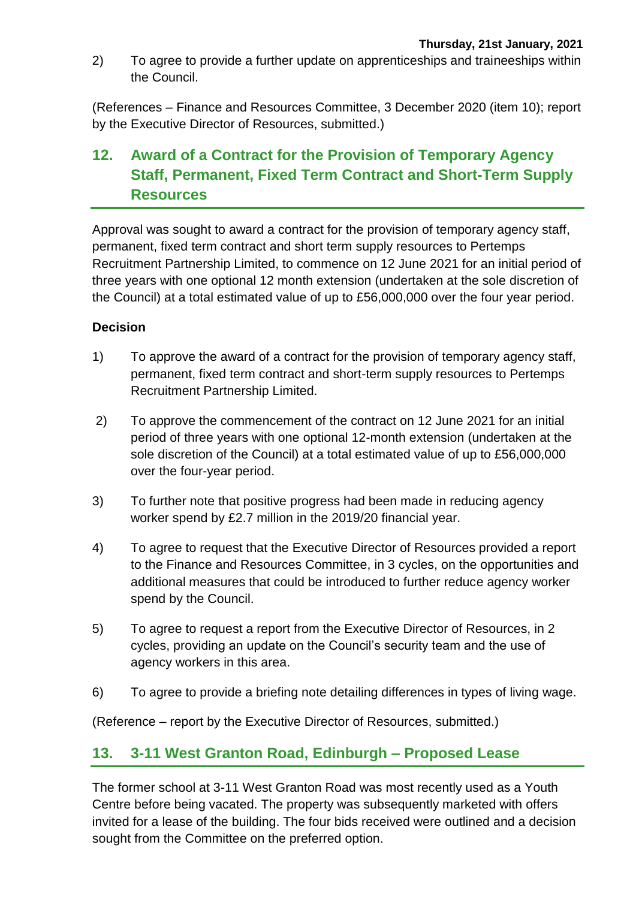2) To agree to provide a further update on apprenticeships and traineeships within the Council.

(References – Finance and Resources Committee, 3 December 2020 (item 10); report by the Executive Director of Resources, submitted.)

## 12. Award of a Contract for the Provision of Temporary Agency Staff, Permanent, Fixed Term Contract and Short-Term Supply Resources

Approval was sought to award a contract for the provision of temporary agency staff, permanent, fixed term contract and short term supply resources to Pertemps Recruitment Partnership Limited, to commence on 12 June 2021 for an initial period of three years with one optional 12 month extension (undertaken at the sole discretion of the Council) at a total estimated value of up to £56,000,000 over the four year period.

**Decision**

1) To approve the award of a contract for the provision of temporary agency staff, permanent, fixed term contract and short-term supply resources to Pertemps Recruitment Partnership Limited.

2) To approve the commencement of the contract on 12 June 2021 for an initial period of three years with one optional 12-month extension (undertaken at the sole discretion of the Council) at a total estimated value of up to £56,000,000 over the four-year period.

3) To further note that positive progress had been made in reducing agency worker spend by £2.7 million in the 2019/20 financial year.

4) To agree to request that the Executive Director of Resources provided a report to the Finance and Resources Committee, in 3 cycles, on the opportunities and additional measures that could be introduced to further reduce agency worker spend by the Council.

5) To agree to request a report from the Executive Director of Resources, in 2 cycles, providing an update on the Council's security team and the use of agency workers in this area.

6) To agree to provide a briefing note detailing differences in types of living wage.

(Reference – report by the Executive Director of Resources, submitted.)

## 13. 3-11 West Granton Road, Edinburgh – Proposed Lease

The former school at 3-11 West Granton Road was most recently used as a Youth Centre before being vacated. The property was subsequently marketed with offers invited for a lease of the building. The four bids received were outlined and a decision sought from the Committee on the preferred option.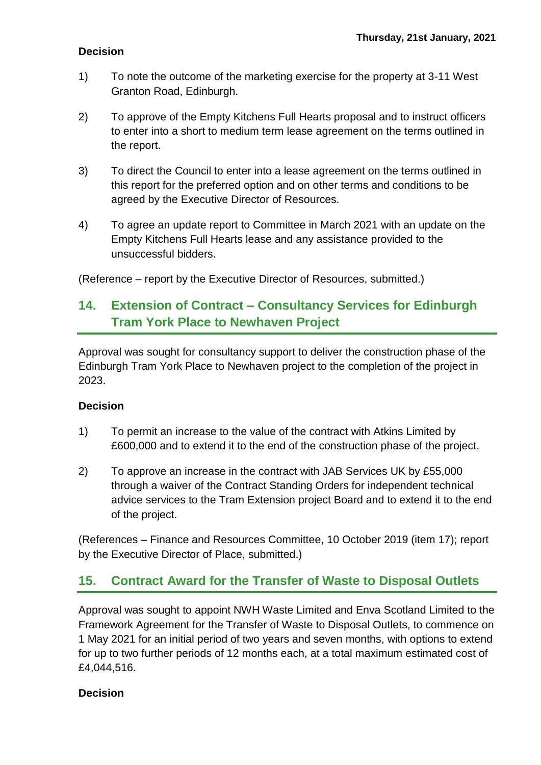**Decision**

1) To note the outcome of the marketing exercise for the property at 3-11 West Granton Road, Edinburgh.

2) To approve of the Empty Kitchens Full Hearts proposal and to instruct officers to enter into a short to medium term lease agreement on the terms outlined in the report.

3) To direct the Council to enter into a lease agreement on the terms outlined in this report for the preferred option and on other terms and conditions to be agreed by the Executive Director of Resources.

4) To agree an update report to Committee in March 2021 with an update on the Empty Kitchens Full Hearts lease and any assistance provided to the unsuccessful bidders.

(Reference – report by the Executive Director of Resources, submitted.)

## 14. Extension of Contract – Consultancy Services for Edinburgh Tram York Place to Newhaven Project

Approval was sought for consultancy support to deliver the construction phase of the Edinburgh Tram York Place to Newhaven project to the completion of the project in 2023.

**Decision**

1) To permit an increase to the value of the contract with Atkins Limited by £600,000 and to extend it to the end of the construction phase of the project.

2) To approve an increase in the contract with JAB Services UK by £55,000 through a waiver of the Contract Standing Orders for independent technical advice services to the Tram Extension project Board and to extend it to the end of the project.

(References – Finance and Resources Committee, 10 October 2019 (item 17); report by the Executive Director of Place, submitted.)

## 15. Contract Award for the Transfer of Waste to Disposal Outlets

Approval was sought to appoint NWH Waste Limited and Enva Scotland Limited to the Framework Agreement for the Transfer of Waste to Disposal Outlets, to commence on 1 May 2021 for an initial period of two years and seven months, with options to extend for up to two further periods of 12 months each, at a total maximum estimated cost of £4,044,516.

**Decision**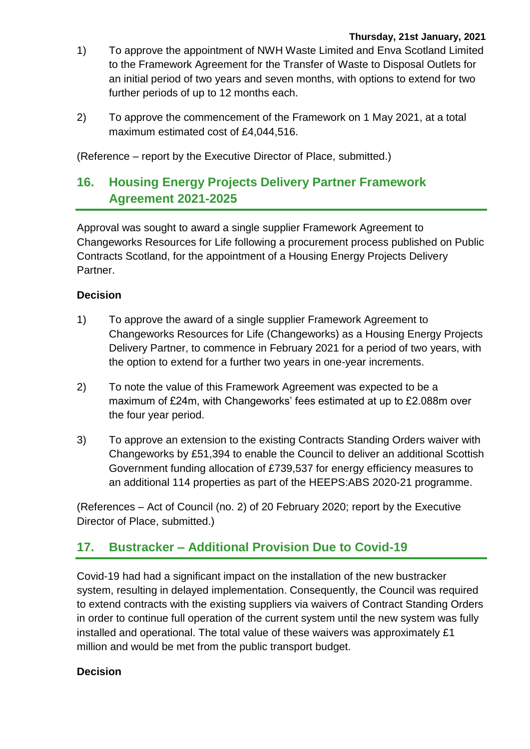1) To approve the appointment of NWH Waste Limited and Enva Scotland Limited to the Framework Agreement for the Transfer of Waste to Disposal Outlets for an initial period of two years and seven months, with options to extend for two further periods of up to 12 months each.

2) To approve the commencement of the Framework on 1 May 2021, at a total maximum estimated cost of £4,044,516.

(Reference – report by the Executive Director of Place, submitted.)

## 16. Housing Energy Projects Delivery Partner Framework Agreement 2021-2025

Approval was sought to award a single supplier Framework Agreement to Changeworks Resources for Life following a procurement process published on Public Contracts Scotland, for the appointment of a Housing Energy Projects Delivery Partner.

**Decision**

1) To approve the award of a single supplier Framework Agreement to Changeworks Resources for Life (Changeworks) as a Housing Energy Projects Delivery Partner, to commence in February 2021 for a period of two years, with the option to extend for a further two years in one-year increments.

2) To note the value of this Framework Agreement was expected to be a maximum of £24m, with Changeworks' fees estimated at up to £2.088m over the four year period.

3) To approve an extension to the existing Contracts Standing Orders waiver with Changeworks by £51,394 to enable the Council to deliver an additional Scottish Government funding allocation of £739,537 for energy efficiency measures to an additional 114 properties as part of the HEEPS:ABS 2020-21 programme.

(References – Act of Council (no. 2) of 20 February 2020; report by the Executive Director of Place, submitted.)

## 17. Bustracker – Additional Provision Due to Covid-19

Covid-19 had had a significant impact on the installation of the new bustracker system, resulting in delayed implementation. Consequently, the Council was required to extend contracts with the existing suppliers via waivers of Contract Standing Orders in order to continue full operation of the current system until the new system was fully installed and operational. The total value of these waivers was approximately £1 million and would be met from the public transport budget.

**Decision**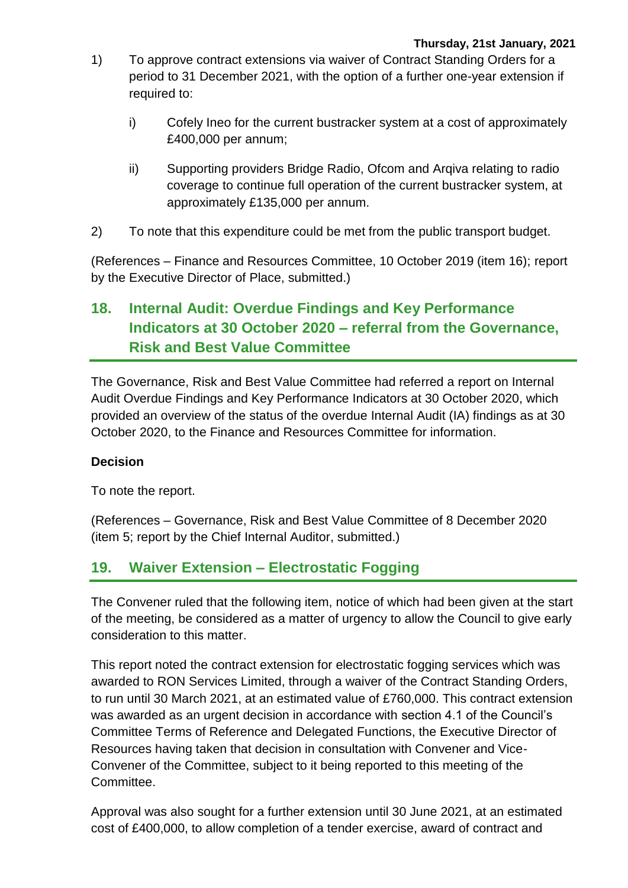1) To approve contract extensions via waiver of Contract Standing Orders for a period to 31 December 2021, with the option of a further one-year extension if required to:

   i) Cofely Ineo for the current bustracker system at a cost of approximately £400,000 per annum;

   ii) Supporting providers Bridge Radio, Ofcom and Arqiva relating to radio coverage to continue full operation of the current bustracker system, at approximately £135,000 per annum.

2) To note that this expenditure could be met from the public transport budget.

(References – Finance and Resources Committee, 10 October 2019 (item 16); report by the Executive Director of Place, submitted.)

## 18. Internal Audit: Overdue Findings and Key Performance Indicators at 30 October 2020 – referral from the Governance, Risk and Best Value Committee

The Governance, Risk and Best Value Committee had referred a report on Internal Audit Overdue Findings and Key Performance Indicators at 30 October 2020, which provided an overview of the status of the overdue Internal Audit (IA) findings as at 30 October 2020, to the Finance and Resources Committee for information.

**Decision**

To note the report.

(References – Governance, Risk and Best Value Committee of 8 December 2020 (item 5; report by the Chief Internal Auditor, submitted.)

## 19. Waiver Extension – Electrostatic Fogging

The Convener ruled that the following item, notice of which had been given at the start of the meeting, be considered as a matter of urgency to allow the Council to give early consideration to this matter.

This report noted the contract extension for electrostatic fogging services which was awarded to RON Services Limited, through a waiver of the Contract Standing Orders, to run until 30 March 2021, at an estimated value of £760,000. This contract extension was awarded as an urgent decision in accordance with section 4.1 of the Council's Committee Terms of Reference and Delegated Functions, the Executive Director of Resources having taken that decision in consultation with Convener and Vice-Convener of the Committee, subject to it being reported to this meeting of the Committee.

Approval was also sought for a further extension until 30 June 2021, at an estimated cost of £400,000, to allow completion of a tender exercise, award of contract and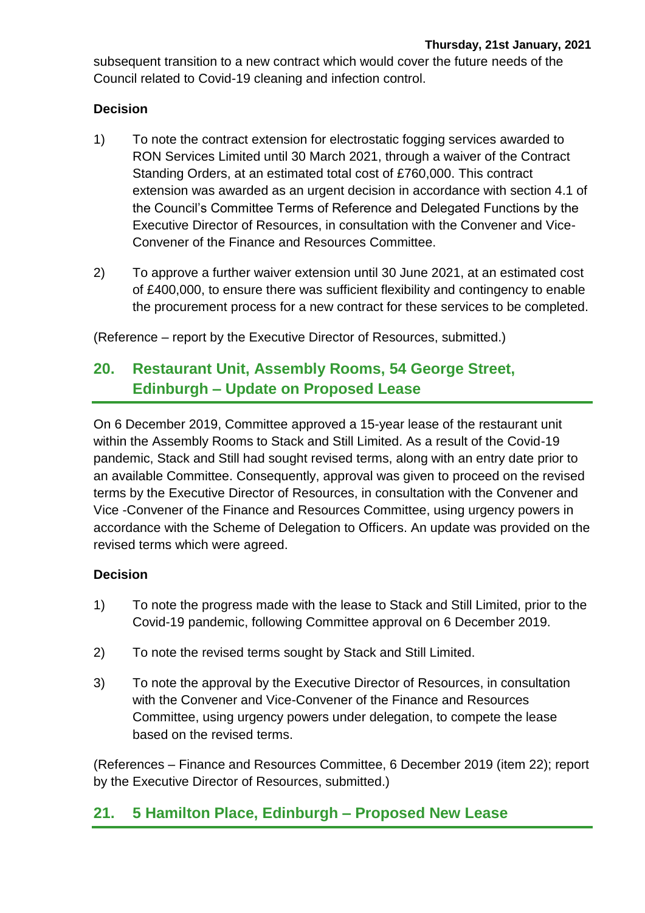subsequent transition to a new contract which would cover the future needs of the Council related to Covid-19 cleaning and infection control.

**Decision**

1) To note the contract extension for electrostatic fogging services awarded to RON Services Limited until 30 March 2021, through a waiver of the Contract Standing Orders, at an estimated total cost of £760,000. This contract extension was awarded as an urgent decision in accordance with section 4.1 of the Council's Committee Terms of Reference and Delegated Functions by the Executive Director of Resources, in consultation with the Convener and Vice-Convener of the Finance and Resources Committee.

2) To approve a further waiver extension until 30 June 2021, at an estimated cost of £400,000, to ensure there was sufficient flexibility and contingency to enable the procurement process for a new contract for these services to be completed.

(Reference – report by the Executive Director of Resources, submitted.)

## 20. Restaurant Unit, Assembly Rooms, 54 George Street, Edinburgh – Update on Proposed Lease

On 6 December 2019, Committee approved a 15-year lease of the restaurant unit within the Assembly Rooms to Stack and Still Limited. As a result of the Covid-19 pandemic, Stack and Still had sought revised terms, along with an entry date prior to an available Committee. Consequently, approval was given to proceed on the revised terms by the Executive Director of Resources, in consultation with the Convener and Vice -Convener of the Finance and Resources Committee, using urgency powers in accordance with the Scheme of Delegation to Officers. An update was provided on the revised terms which were agreed.

**Decision**

1) To note the progress made with the lease to Stack and Still Limited, prior to the Covid-19 pandemic, following Committee approval on 6 December 2019.

2) To note the revised terms sought by Stack and Still Limited.

3) To note the approval by the Executive Director of Resources, in consultation with the Convener and Vice-Convener of the Finance and Resources Committee, using urgency powers under delegation, to compete the lease based on the revised terms.

(References – Finance and Resources Committee, 6 December 2019 (item 22); report by the Executive Director of Resources, submitted.)

## 21. 5 Hamilton Place, Edinburgh – Proposed New Lease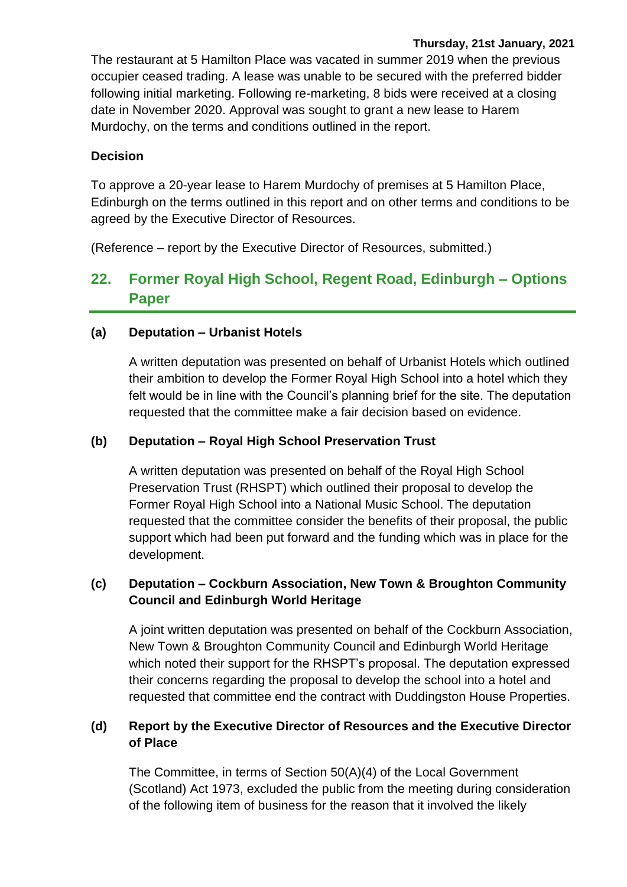The restaurant at 5 Hamilton Place was vacated in summer 2019 when the previous occupier ceased trading. A lease was unable to be secured with the preferred bidder following initial marketing. Following re-marketing, 8 bids were received at a closing date in November 2020. Approval was sought to grant a new lease to Harem Murdochy, on the terms and conditions outlined in the report.

**Decision**

To approve a 20-year lease to Harem Murdochy of premises at 5 Hamilton Place, Edinburgh on the terms outlined in this report and on other terms and conditions to be agreed by the Executive Director of Resources.

(Reference – report by the Executive Director of Resources, submitted.)

## 22. Former Royal High School, Regent Road, Edinburgh – Options Paper

**(a) Deputation – Urbanist Hotels**

A written deputation was presented on behalf of Urbanist Hotels which outlined their ambition to develop the Former Royal High School into a hotel which they felt would be in line with the Council's planning brief for the site. The deputation requested that the committee make a fair decision based on evidence.

**(b) Deputation – Royal High School Preservation Trust**

A written deputation was presented on behalf of the Royal High School Preservation Trust (RHSPT) which outlined their proposal to develop the Former Royal High School into a National Music School. The deputation requested that the committee consider the benefits of their proposal, the public support which had been put forward and the funding which was in place for the development.

**(c) Deputation – Cockburn Association, New Town & Broughton Community Council and Edinburgh World Heritage**

A joint written deputation was presented on behalf of the Cockburn Association, New Town & Broughton Community Council and Edinburgh World Heritage which noted their support for the RHSPT's proposal. The deputation expressed their concerns regarding the proposal to develop the school into a hotel and requested that committee end the contract with Duddingston House Properties.

**(d) Report by the Executive Director of Resources and the Executive Director of Place**

The Committee, in terms of Section 50(A)(4) of the Local Government (Scotland) Act 1973, excluded the public from the meeting during consideration of the following item of business for the reason that it involved the likely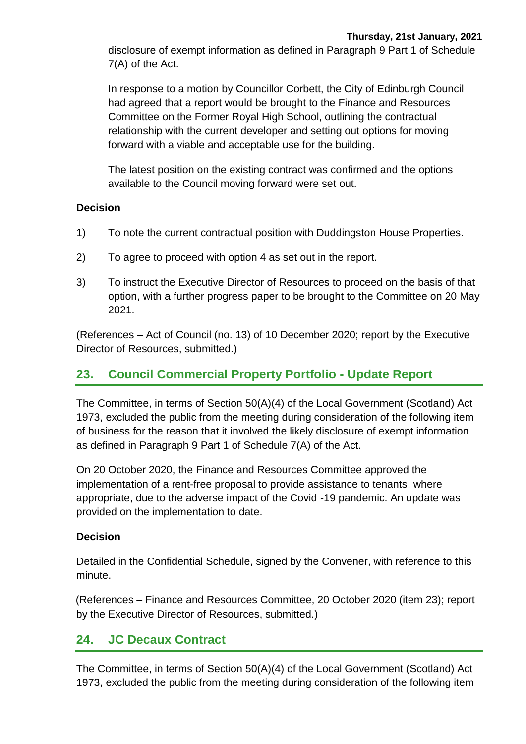disclosure of exempt information as defined in Paragraph 9 Part 1 of Schedule 7(A) of the Act.

In response to a motion by Councillor Corbett, the City of Edinburgh Council had agreed that a report would be brought to the Finance and Resources Committee on the Former Royal High School, outlining the contractual relationship with the current developer and setting out options for moving forward with a viable and acceptable use for the building.

The latest position on the existing contract was confirmed and the options available to the Council moving forward were set out.

**Decision**

1) To note the current contractual position with Duddingston House Properties.

2) To agree to proceed with option 4 as set out in the report.

3) To instruct the Executive Director of Resources to proceed on the basis of that option, with a further progress paper to be brought to the Committee on 20 May 2021.

(References – Act of Council (no. 13) of 10 December 2020; report by the Executive Director of Resources, submitted.)

## 23. Council Commercial Property Portfolio - Update Report

The Committee, in terms of Section 50(A)(4) of the Local Government (Scotland) Act 1973, excluded the public from the meeting during consideration of the following item of business for the reason that it involved the likely disclosure of exempt information as defined in Paragraph 9 Part 1 of Schedule 7(A) of the Act.

On 20 October 2020, the Finance and Resources Committee approved the implementation of a rent-free proposal to provide assistance to tenants, where appropriate, due to the adverse impact of the Covid -19 pandemic. An update was provided on the implementation to date.

**Decision**

Detailed in the Confidential Schedule, signed by the Convener, with reference to this minute.

(References – Finance and Resources Committee, 20 October 2020 (item 23); report by the Executive Director of Resources, submitted.)

## 24. JC Decaux Contract

The Committee, in terms of Section 50(A)(4) of the Local Government (Scotland) Act 1973, excluded the public from the meeting during consideration of the following item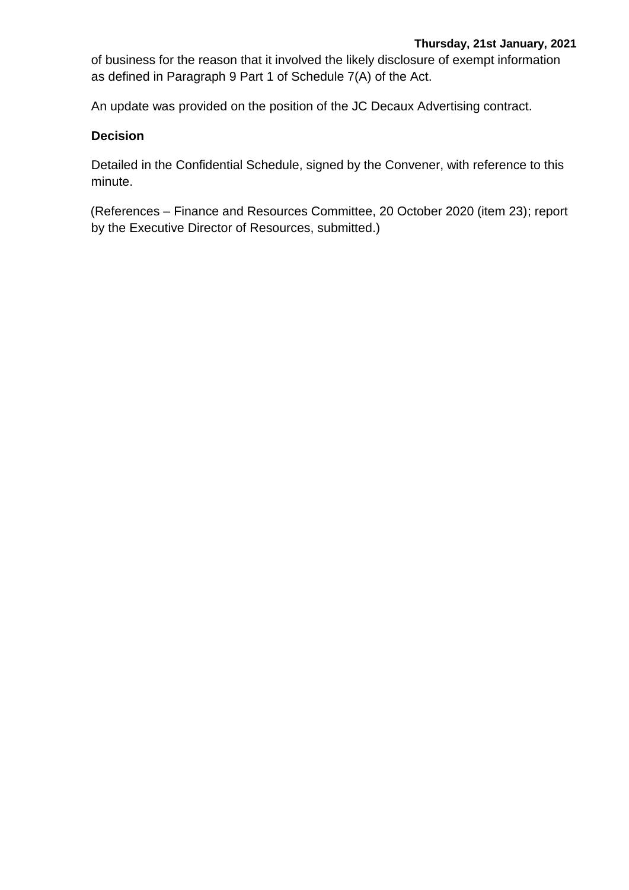of business for the reason that it involved the likely disclosure of exempt information as defined in Paragraph 9 Part 1 of Schedule 7(A) of the Act.

An update was provided on the position of the JC Decaux Advertising contract.

**Decision**

Detailed in the Confidential Schedule, signed by the Convener, with reference to this minute.

(References – Finance and Resources Committee, 20 October 2020 (item 23); report by the Executive Director of Resources, submitted.)